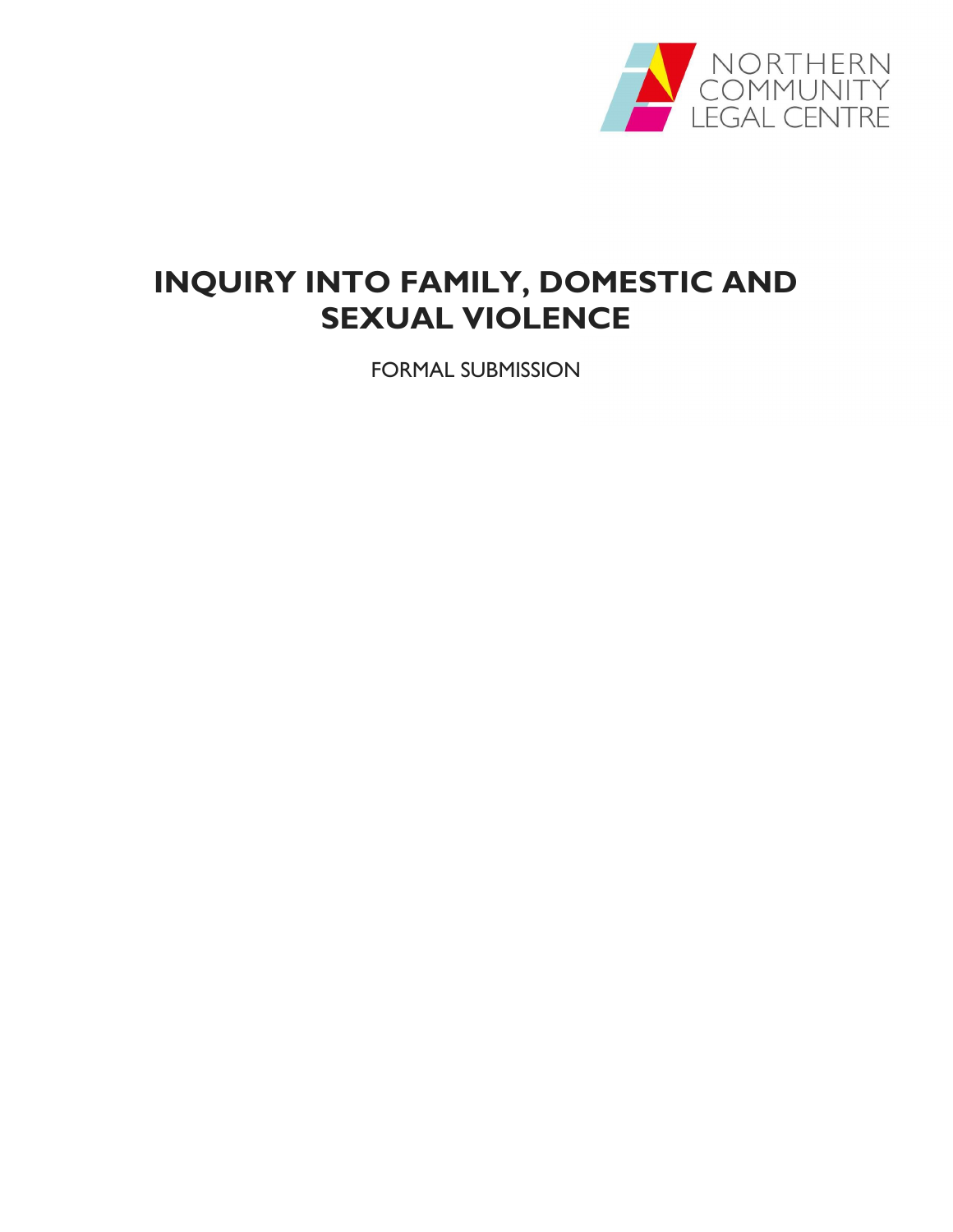NORTHERN COMMUNITY LEGAL CENTRE

# INQUIRY INTO FAMILY, DOMESTIC AND SEXUAL VIOLENCE

FORMAL SUBMISSION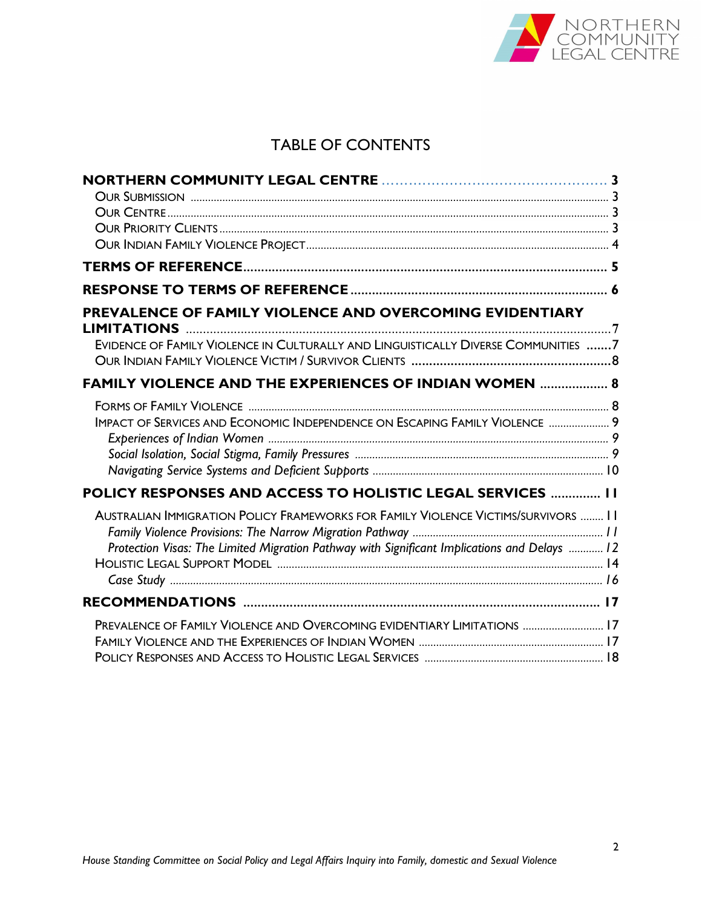# TABLE OF CONTENTS

**NORTHERN COMMUNITY LEGAL CENTRE** .................................................. 3
- OUR SUBMISSION ................................................................................ 3
- OUR CENTRE ....................................................................................... 3
- OUR PRIORITY CLIENTS ......................................................................... 3
- OUR INDIAN FAMILY VIOLENCE PROJECT .................................................... 4

**TERMS OF REFERENCE** ........................................................................ 5

**RESPONSE TO TERMS OF REFERENCE** ..................................................... 6

**PREVALENCE OF FAMILY VIOLENCE AND OVERCOMING EVIDENTIARY LIMITATIONS** ........ 7
- EVIDENCE OF FAMILY VIOLENCE IN CULTURALLY AND LINGUISTICALLY DIVERSE COMMUNITIES ....... 7
- OUR INDIAN FAMILY VIOLENCE VICTIM / SURVIVOR CLIENTS ................................... 8

**FAMILY VIOLENCE AND THE EXPERIENCES OF INDIAN WOMEN** ................... 8
- FORMS OF FAMILY VIOLENCE .................................................................... 8
- IMPACT OF SERVICES AND ECONOMIC INDEPENDENCE ON ESCAPING FAMILY VIOLENCE ............ 9
  - *Experiences of Indian Women* ............................................................ 9
  - *Social Isolation, Social Stigma, Family Pressures* ..................................... 9
  - *Navigating Service Systems and Deficient Supports* .................................. 10

**POLICY RESPONSES AND ACCESS TO HOLISTIC LEGAL SERVICES** ............. 11
- AUSTRALIAN IMMIGRATION POLICY FRAMEWORKS FOR FAMILY VIOLENCE VICTIMS/SURVIVORS ........ 11
  - *Family Violence Provisions: The Narrow Migration Pathway* ......................... 11
  - *Protection Visas: The Limited Migration Pathway with Significant Implications and Delays* ............ 12
- HOLISTIC LEGAL SUPPORT MODEL ............................................................ 14
  - *Case Study* .................................................................................. 16

**RECOMMENDATIONS** ........................................................................ 17
- PREVALENCE OF FAMILY VIOLENCE AND OVERCOMING EVIDENTIARY LIMITATIONS ............ 17
- FAMILY VIOLENCE AND THE EXPERIENCES OF INDIAN WOMEN ............................... 17
- POLICY RESPONSES AND ACCESS TO HOLISTIC LEGAL SERVICES ............................ 18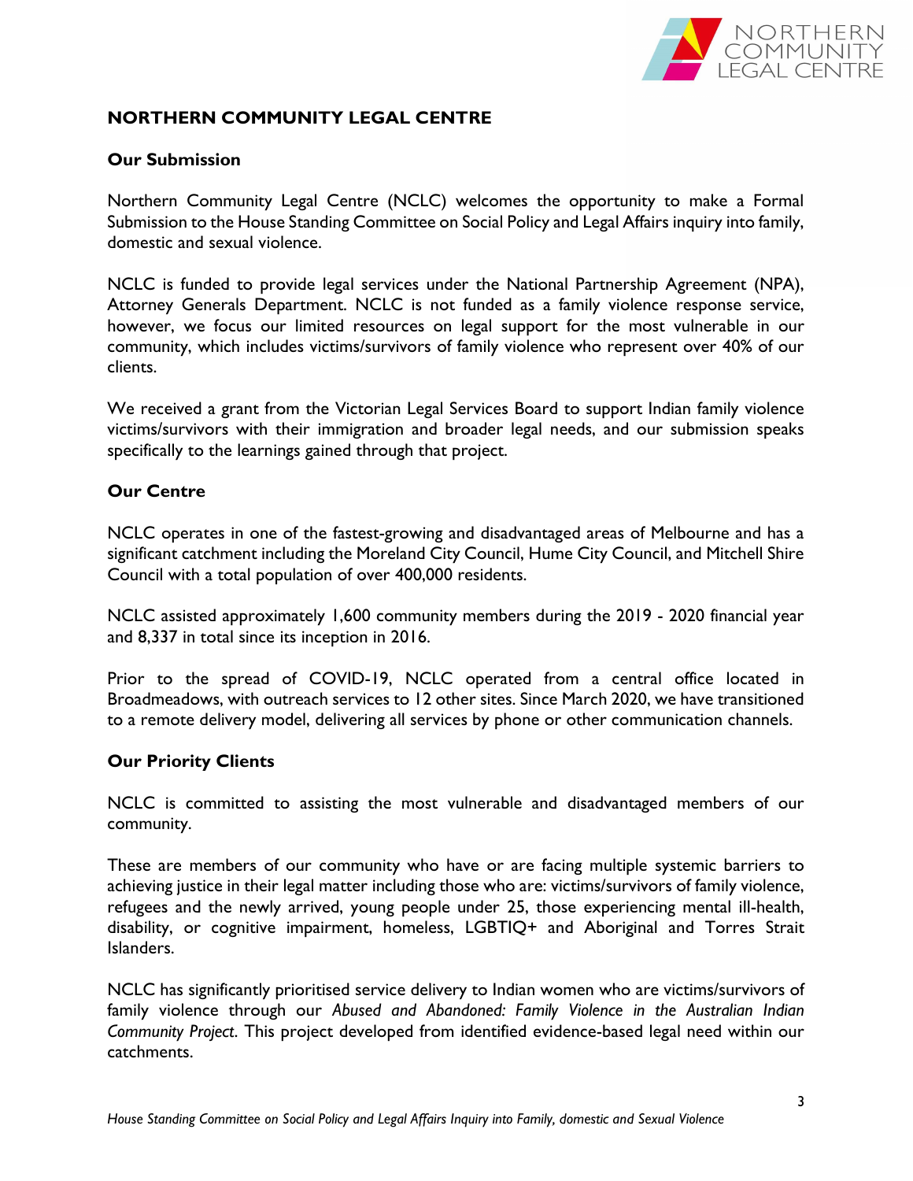## NORTHERN COMMUNITY LEGAL CENTRE

### Our Submission

Northern Community Legal Centre (NCLC) welcomes the opportunity to make a Formal Submission to the House Standing Committee on Social Policy and Legal Affairs inquiry into family, domestic and sexual violence.

NCLC is funded to provide legal services under the National Partnership Agreement (NPA), Attorney Generals Department. NCLC is not funded as a family violence response service, however, we focus our limited resources on legal support for the most vulnerable in our community, which includes victims/survivors of family violence who represent over 40% of our clients.

We received a grant from the Victorian Legal Services Board to support Indian family violence victims/survivors with their immigration and broader legal needs, and our submission speaks specifically to the learnings gained through that project.

### Our Centre

NCLC operates in one of the fastest-growing and disadvantaged areas of Melbourne and has a significant catchment including the Moreland City Council, Hume City Council, and Mitchell Shire Council with a total population of over 400,000 residents.

NCLC assisted approximately 1,600 community members during the 2019 - 2020 financial year and 8,337 in total since its inception in 2016.

Prior to the spread of COVID-19, NCLC operated from a central office located in Broadmeadows, with outreach services to 12 other sites. Since March 2020, we have transitioned to a remote delivery model, delivering all services by phone or other communication channels.

### Our Priority Clients

NCLC is committed to assisting the most vulnerable and disadvantaged members of our community.

These are members of our community who have or are facing multiple systemic barriers to achieving justice in their legal matter including those who are: victims/survivors of family violence, refugees and the newly arrived, young people under 25, those experiencing mental ill-health, disability, or cognitive impairment, homeless, LGBTIQ+ and Aboriginal and Torres Strait Islanders.

NCLC has significantly prioritised service delivery to Indian women who are victims/survivors of family violence through our *Abused and Abandoned: Family Violence in the Australian Indian Community Project*. This project developed from identified evidence-based legal need within our catchments.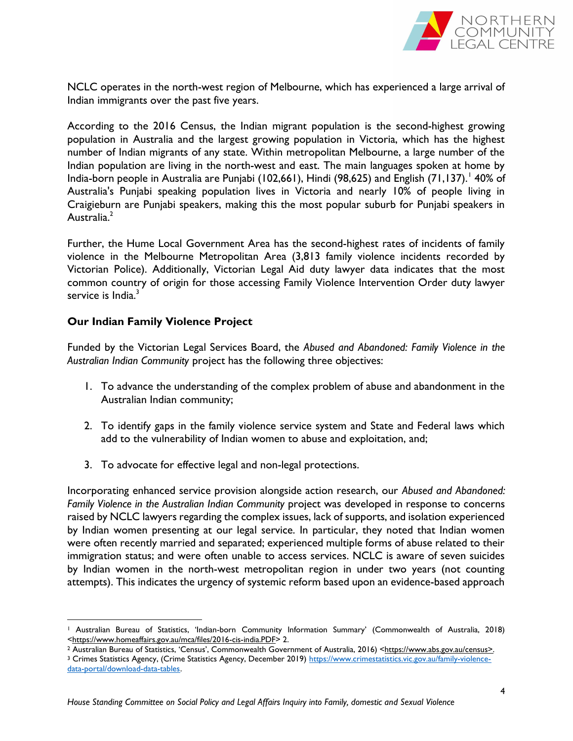NCLC operates in the north-west region of Melbourne, which has experienced a large arrival of Indian immigrants over the past five years.

According to the 2016 Census, the Indian migrant population is the second-highest growing population in Australia and the largest growing population in Victoria, which has the highest number of Indian migrants of any state. Within metropolitan Melbourne, a large number of the Indian population are living in the north-west and east. The main languages spoken at home by India-born people in Australia are Punjabi (102,661), Hindi (98,625) and English (71,137).[1] 40% of Australia's Punjabi speaking population lives in Victoria and nearly 10% of people living in Craigieburn are Punjabi speakers, making this the most popular suburb for Punjabi speakers in Australia.[2]

Further, the Hume Local Government Area has the second-highest rates of incidents of family violence in the Melbourne Metropolitan Area (3,813 family violence incidents recorded by Victorian Police). Additionally, Victorian Legal Aid duty lawyer data indicates that the most common country of origin for those accessing Family Violence Intervention Order duty lawyer service is India.[3]

## Our Indian Family Violence Project

Funded by the Victorian Legal Services Board, the *Abused and Abandoned: Family Violence in the Australian Indian Community* project has the following three objectives:

1. To advance the understanding of the complex problem of abuse and abandonment in the Australian Indian community;
2. To identify gaps in the family violence service system and State and Federal laws which add to the vulnerability of Indian women to abuse and exploitation, and;
3. To advocate for effective legal and non-legal protections.

Incorporating enhanced service provision alongside action research, our *Abused and Abandoned: Family Violence in the Australian Indian Community* project was developed in response to concerns raised by NCLC lawyers regarding the complex issues, lack of supports, and isolation experienced by Indian women presenting at our legal service. In particular, they noted that Indian women were often recently married and separated; experienced multiple forms of abuse related to their immigration status; and were often unable to access services. NCLC is aware of seven suicides by Indian women in the north-west metropolitan region in under two years (not counting attempts). This indicates the urgency of systemic reform based upon an evidence-based approach

---

[1] Australian Bureau of Statistics, 'Indian-born Community Information Summary' (Commonwealth of Australia, 2018) <https://www.homeaffairs.gov.au/mca/files/2016-cis-india.PDF> 2.

[2] Australian Bureau of Statistics, 'Census', Commonwealth Government of Australia, 2016) <https://www.abs.gov.au/census>.

[3] Crimes Statistics Agency, (Crime Statistics Agency, December 2019) https://www.crimestatistics.vic.gov.au/family-violence-data-portal/download-data-tables.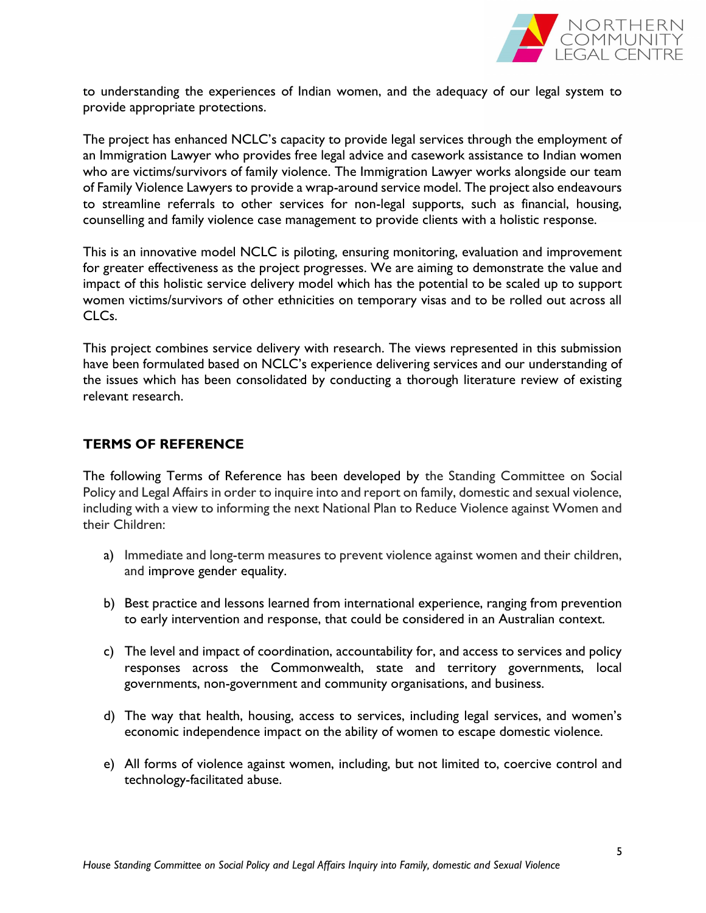to understanding the experiences of Indian women, and the adequacy of our legal system to provide appropriate protections.

The project has enhanced NCLC's capacity to provide legal services through the employment of an Immigration Lawyer who provides free legal advice and casework assistance to Indian women who are victims/survivors of family violence. The Immigration Lawyer works alongside our team of Family Violence Lawyers to provide a wrap-around service model. The project also endeavours to streamline referrals to other services for non-legal supports, such as financial, housing, counselling and family violence case management to provide clients with a holistic response.

This is an innovative model NCLC is piloting, ensuring monitoring, evaluation and improvement for greater effectiveness as the project progresses. We are aiming to demonstrate the value and impact of this holistic service delivery model which has the potential to be scaled up to support women victims/survivors of other ethnicities on temporary visas and to be rolled out across all CLCs.

This project combines service delivery with research. The views represented in this submission have been formulated based on NCLC's experience delivering services and our understanding of the issues which has been consolidated by conducting a thorough literature review of existing relevant research.

## TERMS OF REFERENCE

The following Terms of Reference has been developed by the Standing Committee on Social Policy and Legal Affairs in order to inquire into and report on family, domestic and sexual violence, including with a view to informing the next National Plan to Reduce Violence against Women and their Children:

a) Immediate and long-term measures to prevent violence against women and their children, and improve gender equality.

b) Best practice and lessons learned from international experience, ranging from prevention to early intervention and response, that could be considered in an Australian context.

c) The level and impact of coordination, accountability for, and access to services and policy responses across the Commonwealth, state and territory governments, local governments, non-government and community organisations, and business.

d) The way that health, housing, access to services, including legal services, and women's economic independence impact on the ability of women to escape domestic violence.

e) All forms of violence against women, including, but not limited to, coercive control and technology-facilitated abuse.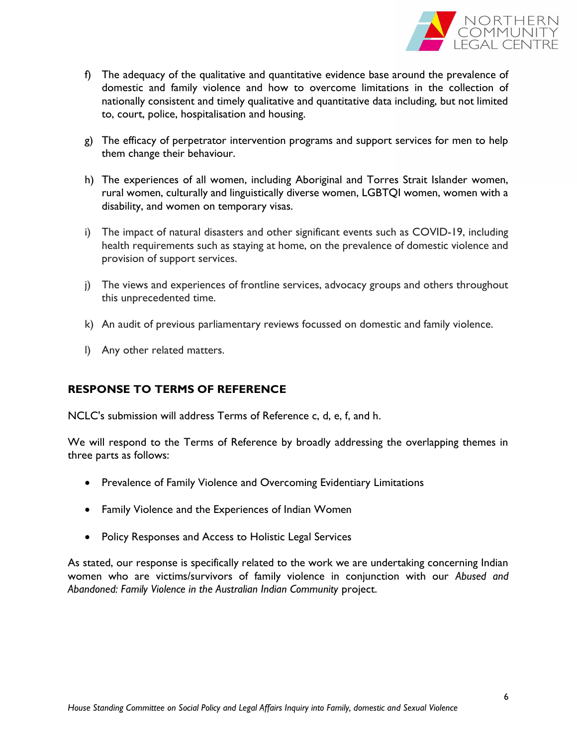f) The adequacy of the qualitative and quantitative evidence base around the prevalence of domestic and family violence and how to overcome limitations in the collection of nationally consistent and timely qualitative and quantitative data including, but not limited to, court, police, hospitalisation and housing.

g) The efficacy of perpetrator intervention programs and support services for men to help them change their behaviour.

h) The experiences of all women, including Aboriginal and Torres Strait Islander women, rural women, culturally and linguistically diverse women, LGBTQI women, women with a disability, and women on temporary visas.

i) The impact of natural disasters and other significant events such as COVID-19, including health requirements such as staying at home, on the prevalence of domestic violence and provision of support services.

j) The views and experiences of frontline services, advocacy groups and others throughout this unprecedented time.

k) An audit of previous parliamentary reviews focussed on domestic and family violence.

l) Any other related matters.

## RESPONSE TO TERMS OF REFERENCE

NCLC's submission will address Terms of Reference c, d, e, f, and h.

We will respond to the Terms of Reference by broadly addressing the overlapping themes in three parts as follows:

- Prevalence of Family Violence and Overcoming Evidentiary Limitations
- Family Violence and the Experiences of Indian Women
- Policy Responses and Access to Holistic Legal Services

As stated, our response is specifically related to the work we are undertaking concerning Indian women who are victims/survivors of family violence in conjunction with our *Abused and Abandoned: Family Violence in the Australian Indian Community* project.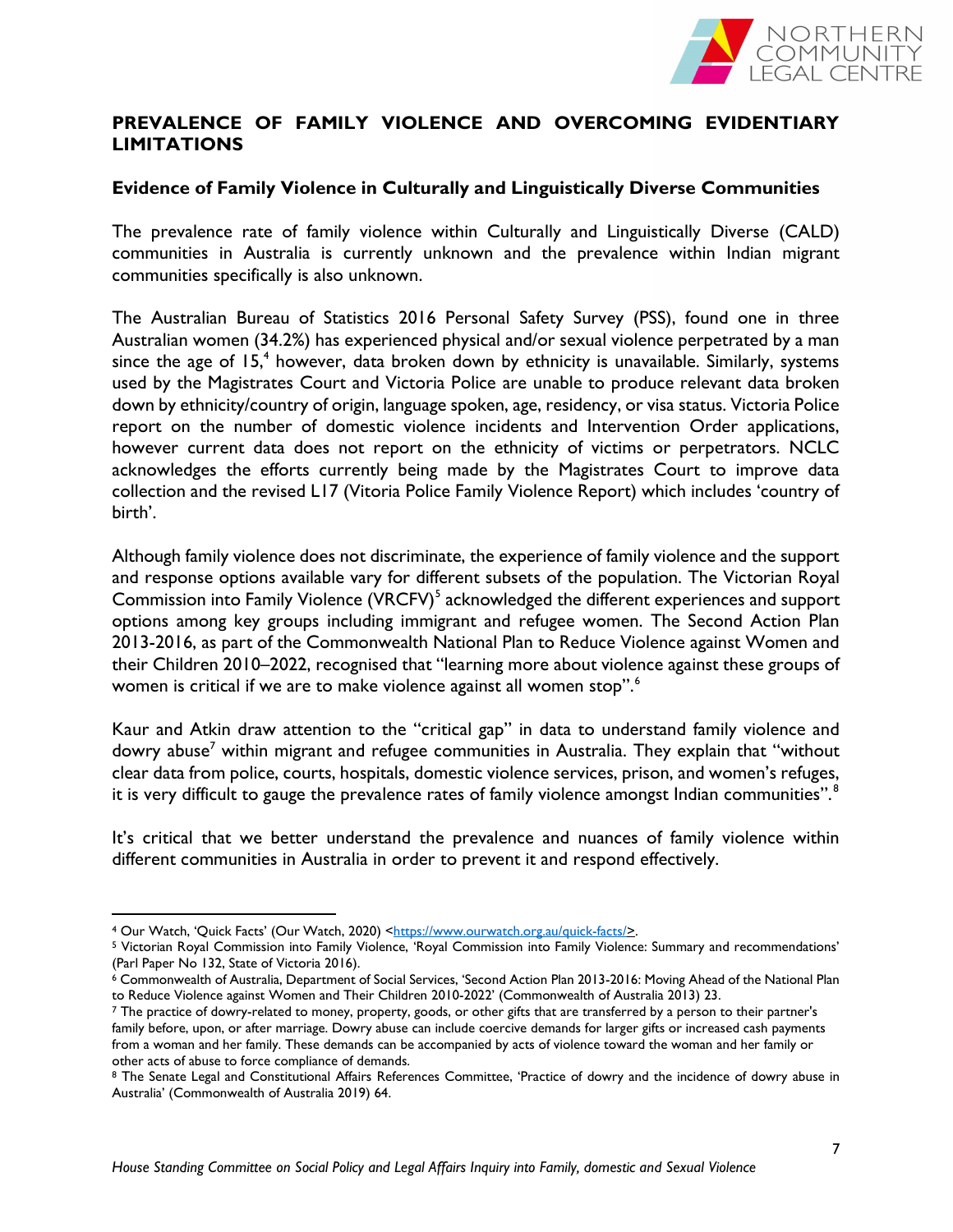## PREVALENCE OF FAMILY VIOLENCE AND OVERCOMING EVIDENTIARY LIMITATIONS

### Evidence of Family Violence in Culturally and Linguistically Diverse Communities

The prevalence rate of family violence within Culturally and Linguistically Diverse (CALD) communities in Australia is currently unknown and the prevalence within Indian migrant communities specifically is also unknown.

The Australian Bureau of Statistics 2016 Personal Safety Survey (PSS), found one in three Australian women (34.2%) has experienced physical and/or sexual violence perpetrated by a man since the age of 15,[4] however, data broken down by ethnicity is unavailable. Similarly, systems used by the Magistrates Court and Victoria Police are unable to produce relevant data broken down by ethnicity/country of origin, language spoken, age, residency, or visa status. Victoria Police report on the number of domestic violence incidents and Intervention Order applications, however current data does not report on the ethnicity of victims or perpetrators. NCLC acknowledges the efforts currently being made by the Magistrates Court to improve data collection and the revised L17 (Vitoria Police Family Violence Report) which includes 'country of birth'.

Although family violence does not discriminate, the experience of family violence and the support and response options available vary for different subsets of the population. The Victorian Royal Commission into Family Violence (VRCFV)[5] acknowledged the different experiences and support options among key groups including immigrant and refugee women. The Second Action Plan 2013-2016, as part of the Commonwealth National Plan to Reduce Violence against Women and their Children 2010–2022, recognised that "learning more about violence against these groups of women is critical if we are to make violence against all women stop".[6]

Kaur and Atkin draw attention to the "critical gap" in data to understand family violence and dowry abuse[7] within migrant and refugee communities in Australia. They explain that "without clear data from police, courts, hospitals, domestic violence services, prison, and women's refuges, it is very difficult to gauge the prevalence rates of family violence amongst Indian communities".[8]

It's critical that we better understand the prevalence and nuances of family violence within different communities in Australia in order to prevent it and respond effectively.

---

[4] Our Watch, 'Quick Facts' (Our Watch, 2020) <https://www.ourwatch.org.au/quick-facts/>.

[5] Victorian Royal Commission into Family Violence, 'Royal Commission into Family Violence: Summary and recommendations' (Parl Paper No 132, State of Victoria 2016).

[6] Commonwealth of Australia, Department of Social Services, 'Second Action Plan 2013-2016: Moving Ahead of the National Plan to Reduce Violence against Women and Their Children 2010-2022' (Commonwealth of Australia 2013) 23.

[7] The practice of dowry-related to money, property, goods, or other gifts that are transferred by a person to their partner's family before, upon, or after marriage. Dowry abuse can include coercive demands for larger gifts or increased cash payments from a woman and her family. These demands can be accompanied by acts of violence toward the woman and her family or other acts of abuse to force compliance of demands.

[8] The Senate Legal and Constitutional Affairs References Committee, 'Practice of dowry and the incidence of dowry abuse in Australia' (Commonwealth of Australia 2019) 64.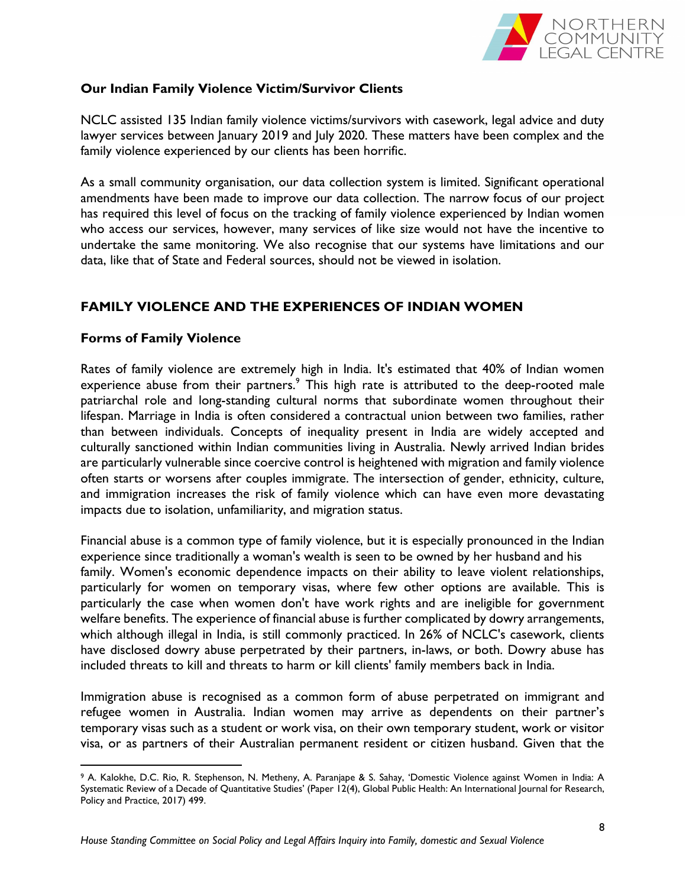### Our Indian Family Violence Victim/Survivor Clients

NCLC assisted 135 Indian family violence victims/survivors with casework, legal advice and duty lawyer services between January 2019 and July 2020. These matters have been complex and the family violence experienced by our clients has been horrific.

As a small community organisation, our data collection system is limited. Significant operational amendments have been made to improve our data collection. The narrow focus of our project has required this level of focus on the tracking of family violence experienced by Indian women who access our services, however, many services of like size would not have the incentive to undertake the same monitoring. We also recognise that our systems have limitations and our data, like that of State and Federal sources, should not be viewed in isolation.

## FAMILY VIOLENCE AND THE EXPERIENCES OF INDIAN WOMEN

### Forms of Family Violence

Rates of family violence are extremely high in India. It's estimated that 40% of Indian women experience abuse from their partners.[9] This high rate is attributed to the deep-rooted male patriarchal role and long-standing cultural norms that subordinate women throughout their lifespan. Marriage in India is often considered a contractual union between two families, rather than between individuals. Concepts of inequality present in India are widely accepted and culturally sanctioned within Indian communities living in Australia. Newly arrived Indian brides are particularly vulnerable since coercive control is heightened with migration and family violence often starts or worsens after couples immigrate. The intersection of gender, ethnicity, culture, and immigration increases the risk of family violence which can have even more devastating impacts due to isolation, unfamiliarity, and migration status.

Financial abuse is a common type of family violence, but it is especially pronounced in the Indian experience since traditionally a woman's wealth is seen to be owned by her husband and his family. Women's economic dependence impacts on their ability to leave violent relationships, particularly for women on temporary visas, where few other options are available. This is particularly the case when women don't have work rights and are ineligible for government welfare benefits. The experience of financial abuse is further complicated by dowry arrangements, which although illegal in India, is still commonly practiced. In 26% of NCLC's casework, clients have disclosed dowry abuse perpetrated by their partners, in-laws, or both. Dowry abuse has included threats to kill and threats to harm or kill clients' family members back in India.

Immigration abuse is recognised as a common form of abuse perpetrated on immigrant and refugee women in Australia. Indian women may arrive as dependents on their partner's temporary visas such as a student or work visa, on their own temporary student, work or visitor visa, or as partners of their Australian permanent resident or citizen husband. Given that the

---

[9] A. Kalokhe, D.C. Rio, R. Stephenson, N. Metheny, A. Paranjape & S. Sahay, 'Domestic Violence against Women in India: A Systematic Review of a Decade of Quantitative Studies' (Paper 12(4), Global Public Health: An International Journal for Research, Policy and Practice, 2017) 499.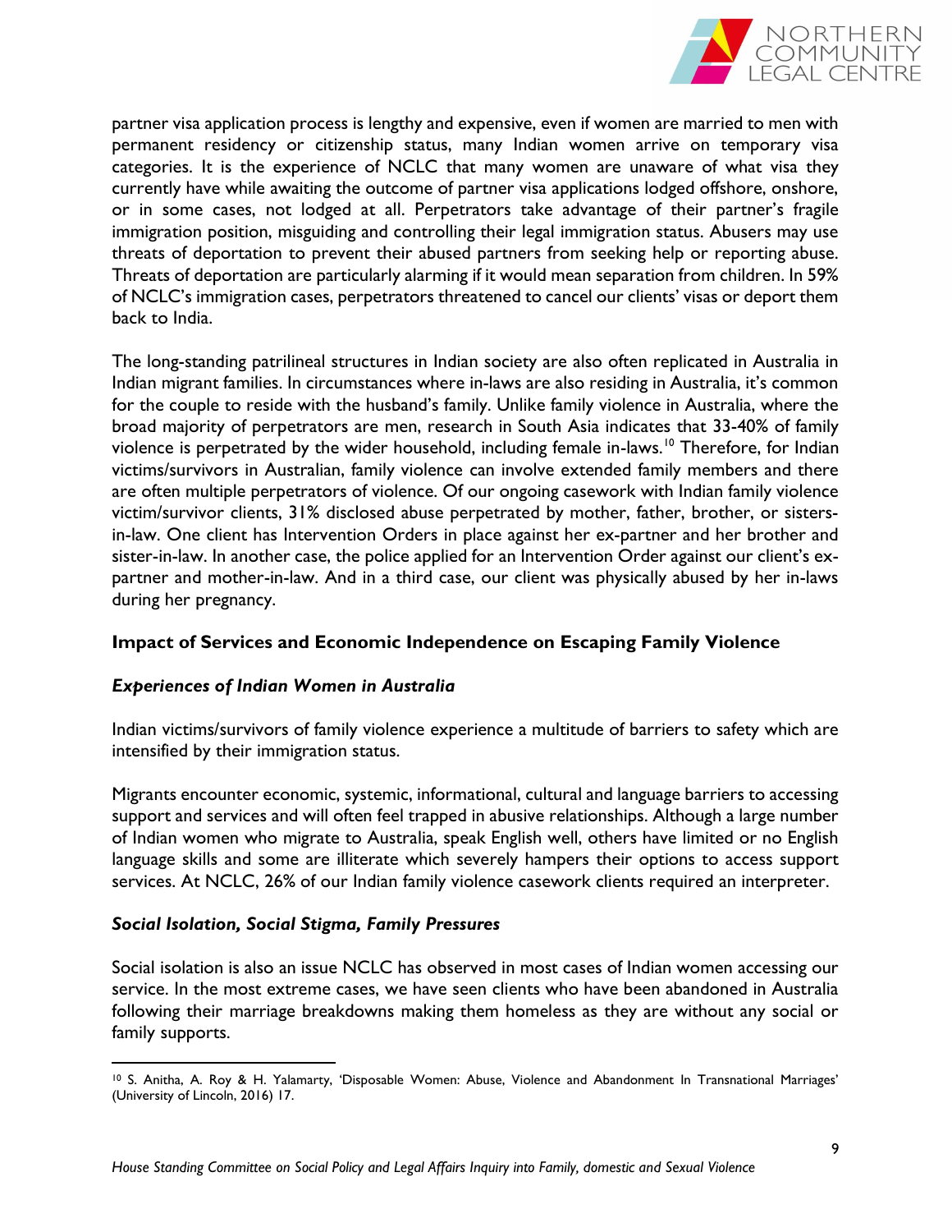partner visa application process is lengthy and expensive, even if women are married to men with permanent residency or citizenship status, many Indian women arrive on temporary visa categories. It is the experience of NCLC that many women are unaware of what visa they currently have while awaiting the outcome of partner visa applications lodged offshore, onshore, or in some cases, not lodged at all. Perpetrators take advantage of their partner's fragile immigration position, misguiding and controlling their legal immigration status. Abusers may use threats of deportation to prevent their abused partners from seeking help or reporting abuse. Threats of deportation are particularly alarming if it would mean separation from children. In 59% of NCLC's immigration cases, perpetrators threatened to cancel our clients' visas or deport them back to India.

The long-standing patrilineal structures in Indian society are also often replicated in Australia in Indian migrant families. In circumstances where in-laws are also residing in Australia, it's common for the couple to reside with the husband's family. Unlike family violence in Australia, where the broad majority of perpetrators are men, research in South Asia indicates that 33-40% of family violence is perpetrated by the wider household, including female in-laws.[10] Therefore, for Indian victims/survivors in Australian, family violence can involve extended family members and there are often multiple perpetrators of violence. Of our ongoing casework with Indian family violence victim/survivor clients, 31% disclosed abuse perpetrated by mother, father, brother, or sisters-in-law. One client has Intervention Orders in place against her ex-partner and her brother and sister-in-law. In another case, the police applied for an Intervention Order against our client's ex-partner and mother-in-law. And in a third case, our client was physically abused by her in-laws during her pregnancy.

## Impact of Services and Economic Independence on Escaping Family Violence

### *Experiences of Indian Women in Australia*

Indian victims/survivors of family violence experience a multitude of barriers to safety which are intensified by their immigration status.

Migrants encounter economic, systemic, informational, cultural and language barriers to accessing support and services and will often feel trapped in abusive relationships. Although a large number of Indian women who migrate to Australia, speak English well, others have limited or no English language skills and some are illiterate which severely hampers their options to access support services. At NCLC, 26% of our Indian family violence casework clients required an interpreter.

### *Social Isolation, Social Stigma, Family Pressures*

Social isolation is also an issue NCLC has observed in most cases of Indian women accessing our service. In the most extreme cases, we have seen clients who have been abandoned in Australia following their marriage breakdowns making them homeless as they are without any social or family supports.

---

[10] S. Anitha, A. Roy & H. Yalamarty, 'Disposable Women: Abuse, Violence and Abandonment In Transnational Marriages' (University of Lincoln, 2016) 17.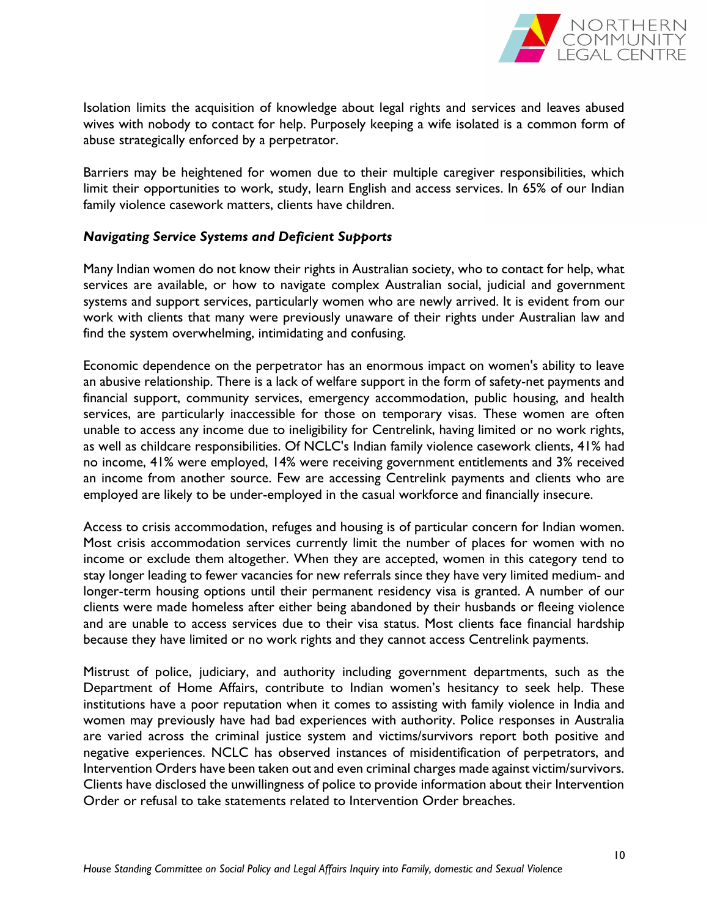Isolation limits the acquisition of knowledge about legal rights and services and leaves abused wives with nobody to contact for help. Purposely keeping a wife isolated is a common form of abuse strategically enforced by a perpetrator.

Barriers may be heightened for women due to their multiple caregiver responsibilities, which limit their opportunities to work, study, learn English and access services. In 65% of our Indian family violence casework matters, clients have children.

***Navigating Service Systems and Deficient Supports***

Many Indian women do not know their rights in Australian society, who to contact for help, what services are available, or how to navigate complex Australian social, judicial and government systems and support services, particularly women who are newly arrived. It is evident from our work with clients that many were previously unaware of their rights under Australian law and find the system overwhelming, intimidating and confusing.

Economic dependence on the perpetrator has an enormous impact on women's ability to leave an abusive relationship. There is a lack of welfare support in the form of safety-net payments and financial support, community services, emergency accommodation, public housing, and health services, are particularly inaccessible for those on temporary visas. These women are often unable to access any income due to ineligibility for Centrelink, having limited or no work rights, as well as childcare responsibilities. Of NCLC's Indian family violence casework clients, 41% had no income, 41% were employed, 14% were receiving government entitlements and 3% received an income from another source. Few are accessing Centrelink payments and clients who are employed are likely to be under-employed in the casual workforce and financially insecure.

Access to crisis accommodation, refuges and housing is of particular concern for Indian women. Most crisis accommodation services currently limit the number of places for women with no income or exclude them altogether. When they are accepted, women in this category tend to stay longer leading to fewer vacancies for new referrals since they have very limited medium- and longer-term housing options until their permanent residency visa is granted. A number of our clients were made homeless after either being abandoned by their husbands or fleeing violence and are unable to access services due to their visa status. Most clients face financial hardship because they have limited or no work rights and they cannot access Centrelink payments.

Mistrust of police, judiciary, and authority including government departments, such as the Department of Home Affairs, contribute to Indian women's hesitancy to seek help. These institutions have a poor reputation when it comes to assisting with family violence in India and women may previously have had bad experiences with authority. Police responses in Australia are varied across the criminal justice system and victims/survivors report both positive and negative experiences. NCLC has observed instances of misidentification of perpetrators, and Intervention Orders have been taken out and even criminal charges made against victim/survivors. Clients have disclosed the unwillingness of police to provide information about their Intervention Order or refusal to take statements related to Intervention Order breaches.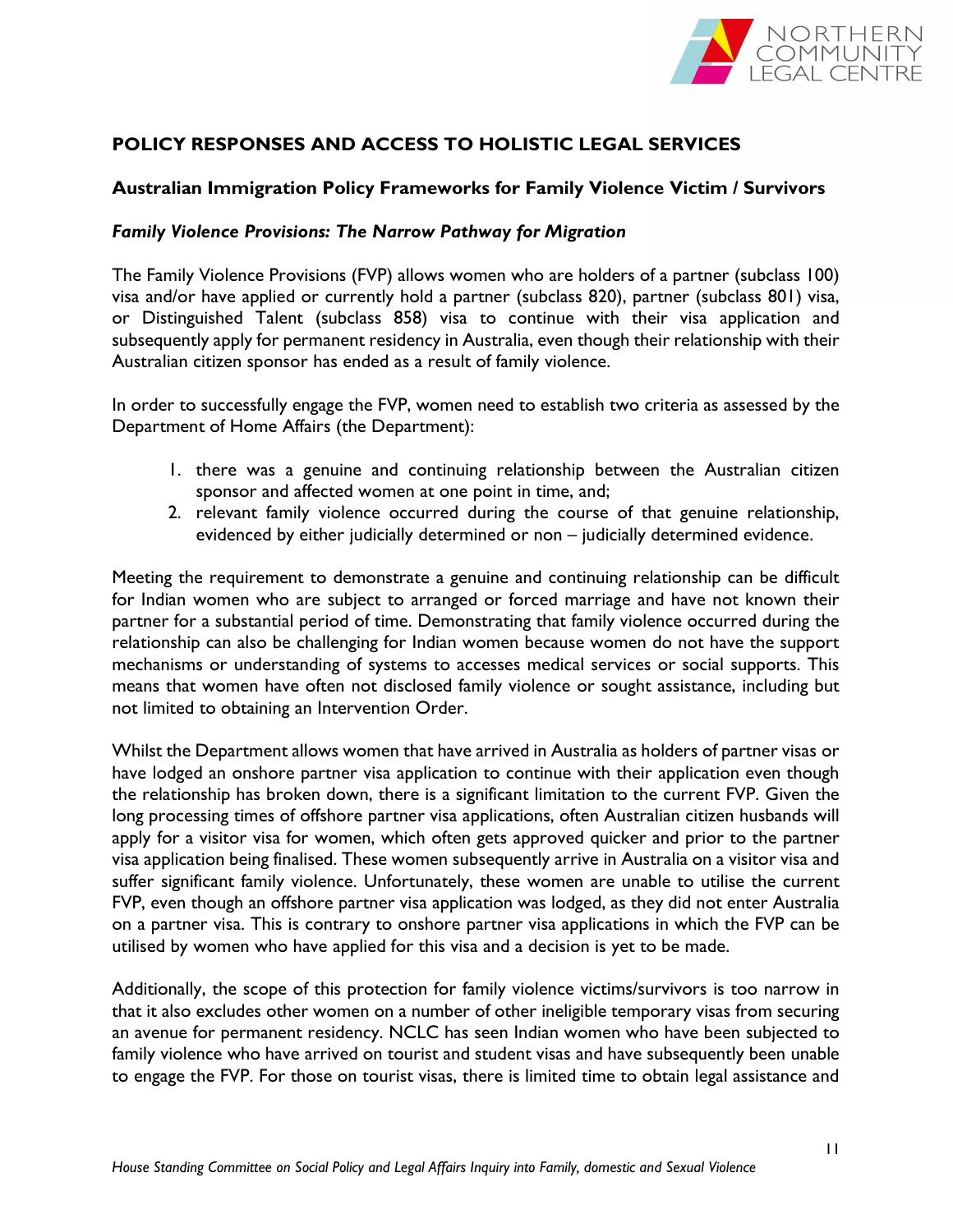## POLICY RESPONSES AND ACCESS TO HOLISTIC LEGAL SERVICES

### Australian Immigration Policy Frameworks for Family Violence Victim / Survivors

#### *Family Violence Provisions: The Narrow Pathway for Migration*

The Family Violence Provisions (FVP) allows women who are holders of a partner (subclass 100) visa and/or have applied or currently hold a partner (subclass 820), partner (subclass 801) visa, or Distinguished Talent (subclass 858) visa to continue with their visa application and subsequently apply for permanent residency in Australia, even though their relationship with their Australian citizen sponsor has ended as a result of family violence.

In order to successfully engage the FVP, women need to establish two criteria as assessed by the Department of Home Affairs (the Department):

1. there was a genuine and continuing relationship between the Australian citizen sponsor and affected women at one point in time, and;
2. relevant family violence occurred during the course of that genuine relationship, evidenced by either judicially determined or non – judicially determined evidence.

Meeting the requirement to demonstrate a genuine and continuing relationship can be difficult for Indian women who are subject to arranged or forced marriage and have not known their partner for a substantial period of time. Demonstrating that family violence occurred during the relationship can also be challenging for Indian women because women do not have the support mechanisms or understanding of systems to accesses medical services or social supports. This means that women have often not disclosed family violence or sought assistance, including but not limited to obtaining an Intervention Order.

Whilst the Department allows women that have arrived in Australia as holders of partner visas or have lodged an onshore partner visa application to continue with their application even though the relationship has broken down, there is a significant limitation to the current FVP. Given the long processing times of offshore partner visa applications, often Australian citizen husbands will apply for a visitor visa for women, which often gets approved quicker and prior to the partner visa application being finalised. These women subsequently arrive in Australia on a visitor visa and suffer significant family violence. Unfortunately, these women are unable to utilise the current FVP, even though an offshore partner visa application was lodged, as they did not enter Australia on a partner visa. This is contrary to onshore partner visa applications in which the FVP can be utilised by women who have applied for this visa and a decision is yet to be made.

Additionally, the scope of this protection for family violence victims/survivors is too narrow in that it also excludes other women on a number of other ineligible temporary visas from securing an avenue for permanent residency. NCLC has seen Indian women who have been subjected to family violence who have arrived on tourist and student visas and have subsequently been unable to engage the FVP. For those on tourist visas, there is limited time to obtain legal assistance and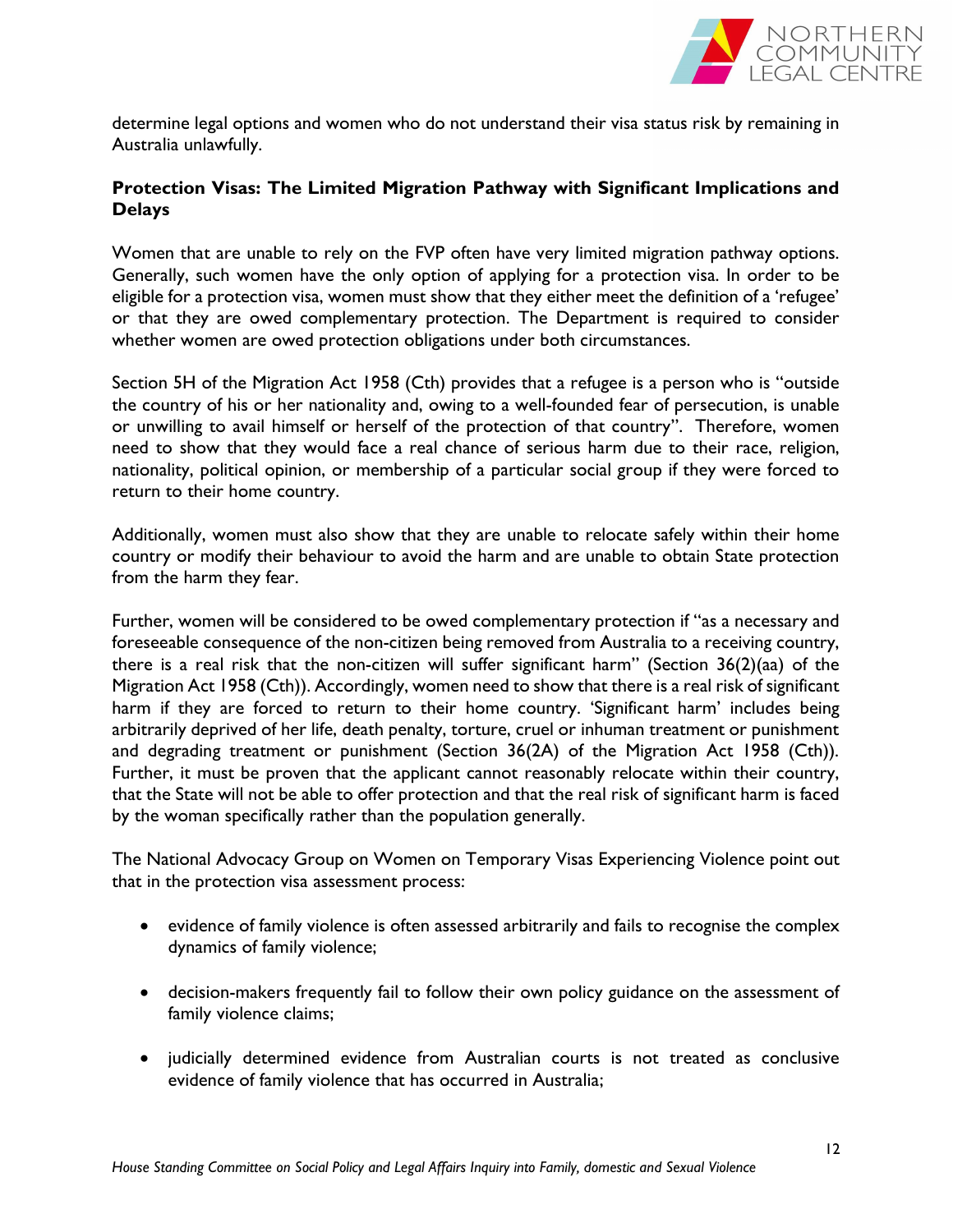determine legal options and women who do not understand their visa status risk by remaining in Australia unlawfully.

**Protection Visas: The Limited Migration Pathway with Significant Implications and Delays**

Women that are unable to rely on the FVP often have very limited migration pathway options. Generally, such women have the only option of applying for a protection visa. In order to be eligible for a protection visa, women must show that they either meet the definition of a 'refugee' or that they are owed complementary protection. The Department is required to consider whether women are owed protection obligations under both circumstances.

Section 5H of the Migration Act 1958 (Cth) provides that a refugee is a person who is "outside the country of his or her nationality and, owing to a well-founded fear of persecution, is unable or unwilling to avail himself or herself of the protection of that country". Therefore, women need to show that they would face a real chance of serious harm due to their race, religion, nationality, political opinion, or membership of a particular social group if they were forced to return to their home country.

Additionally, women must also show that they are unable to relocate safely within their home country or modify their behaviour to avoid the harm and are unable to obtain State protection from the harm they fear.

Further, women will be considered to be owed complementary protection if "as a necessary and foreseeable consequence of the non-citizen being removed from Australia to a receiving country, there is a real risk that the non-citizen will suffer significant harm" (Section 36(2)(aa) of the Migration Act 1958 (Cth)). Accordingly, women need to show that there is a real risk of significant harm if they are forced to return to their home country. 'Significant harm' includes being arbitrarily deprived of her life, death penalty, torture, cruel or inhuman treatment or punishment and degrading treatment or punishment (Section 36(2A) of the Migration Act 1958 (Cth)). Further, it must be proven that the applicant cannot reasonably relocate within their country, that the State will not be able to offer protection and that the real risk of significant harm is faced by the woman specifically rather than the population generally.

The National Advocacy Group on Women on Temporary Visas Experiencing Violence point out that in the protection visa assessment process:

- evidence of family violence is often assessed arbitrarily and fails to recognise the complex dynamics of family violence;
- decision-makers frequently fail to follow their own policy guidance on the assessment of family violence claims;
- judicially determined evidence from Australian courts is not treated as conclusive evidence of family violence that has occurred in Australia;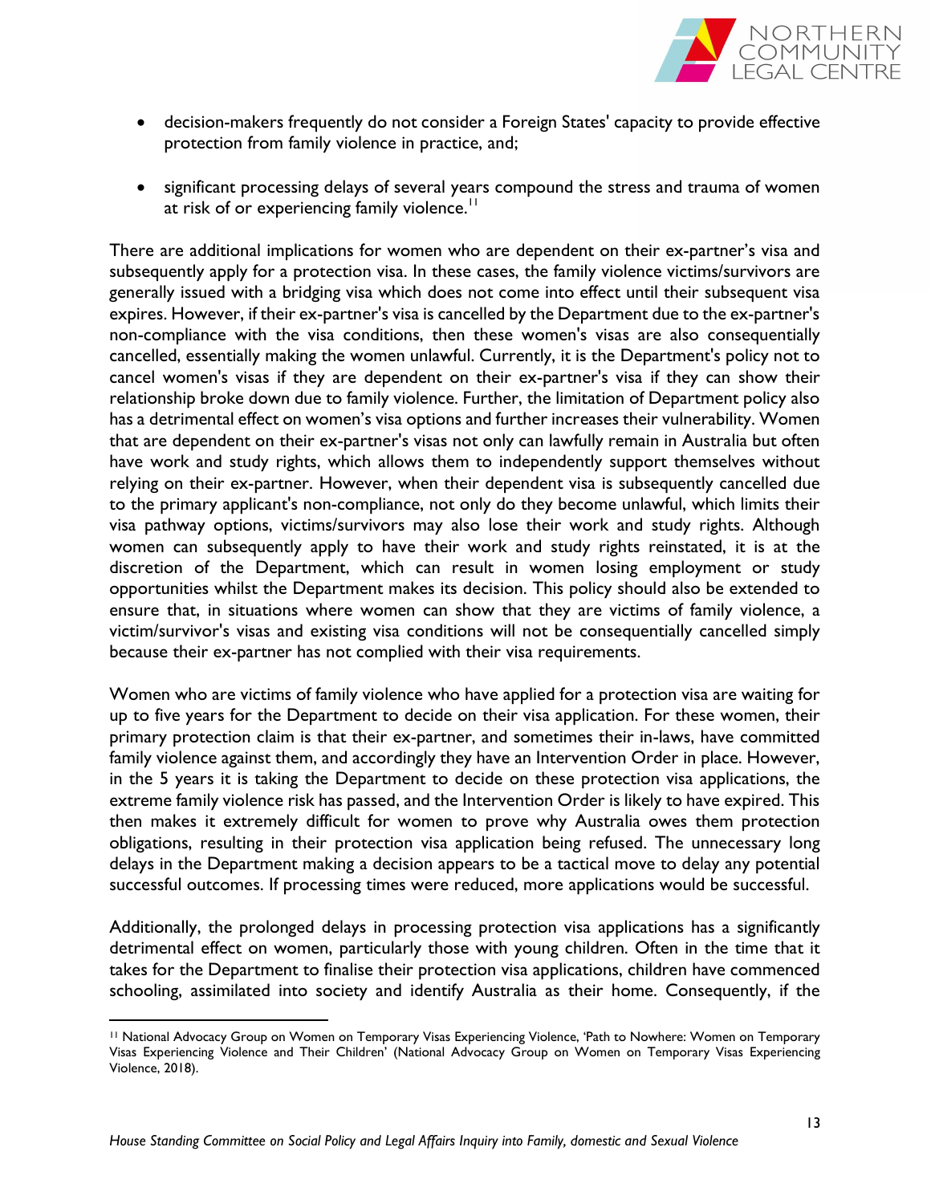- decision-makers frequently do not consider a Foreign States' capacity to provide effective protection from family violence in practice, and;

- significant processing delays of several years compound the stress and trauma of women at risk of or experiencing family violence.[11]

There are additional implications for women who are dependent on their ex-partner's visa and subsequently apply for a protection visa. In these cases, the family violence victims/survivors are generally issued with a bridging visa which does not come into effect until their subsequent visa expires. However, if their ex-partner's visa is cancelled by the Department due to the ex-partner's non-compliance with the visa conditions, then these women's visas are also consequentially cancelled, essentially making the women unlawful. Currently, it is the Department's policy not to cancel women's visas if they are dependent on their ex-partner's visa if they can show their relationship broke down due to family violence. Further, the limitation of Department policy also has a detrimental effect on women's visa options and further increases their vulnerability. Women that are dependent on their ex-partner's visas not only can lawfully remain in Australia but often have work and study rights, which allows them to independently support themselves without relying on their ex-partner. However, when their dependent visa is subsequently cancelled due to the primary applicant's non-compliance, not only do they become unlawful, which limits their visa pathway options, victims/survivors may also lose their work and study rights. Although women can subsequently apply to have their work and study rights reinstated, it is at the discretion of the Department, which can result in women losing employment or study opportunities whilst the Department makes its decision. This policy should also be extended to ensure that, in situations where women can show that they are victims of family violence, a victim/survivor's visas and existing visa conditions will not be consequentially cancelled simply because their ex-partner has not complied with their visa requirements.

Women who are victims of family violence who have applied for a protection visa are waiting for up to five years for the Department to decide on their visa application. For these women, their primary protection claim is that their ex-partner, and sometimes their in-laws, have committed family violence against them, and accordingly they have an Intervention Order in place. However, in the 5 years it is taking the Department to decide on these protection visa applications, the extreme family violence risk has passed, and the Intervention Order is likely to have expired. This then makes it extremely difficult for women to prove why Australia owes them protection obligations, resulting in their protection visa application being refused. The unnecessary long delays in the Department making a decision appears to be a tactical move to delay any potential successful outcomes. If processing times were reduced, more applications would be successful.

Additionally, the prolonged delays in processing protection visa applications has a significantly detrimental effect on women, particularly those with young children. Often in the time that it takes for the Department to finalise their protection visa applications, children have commenced schooling, assimilated into society and identify Australia as their home. Consequently, if the

[11] National Advocacy Group on Women on Temporary Visas Experiencing Violence, 'Path to Nowhere: Women on Temporary Visas Experiencing Violence and Their Children' (National Advocacy Group on Women on Temporary Visas Experiencing Violence, 2018).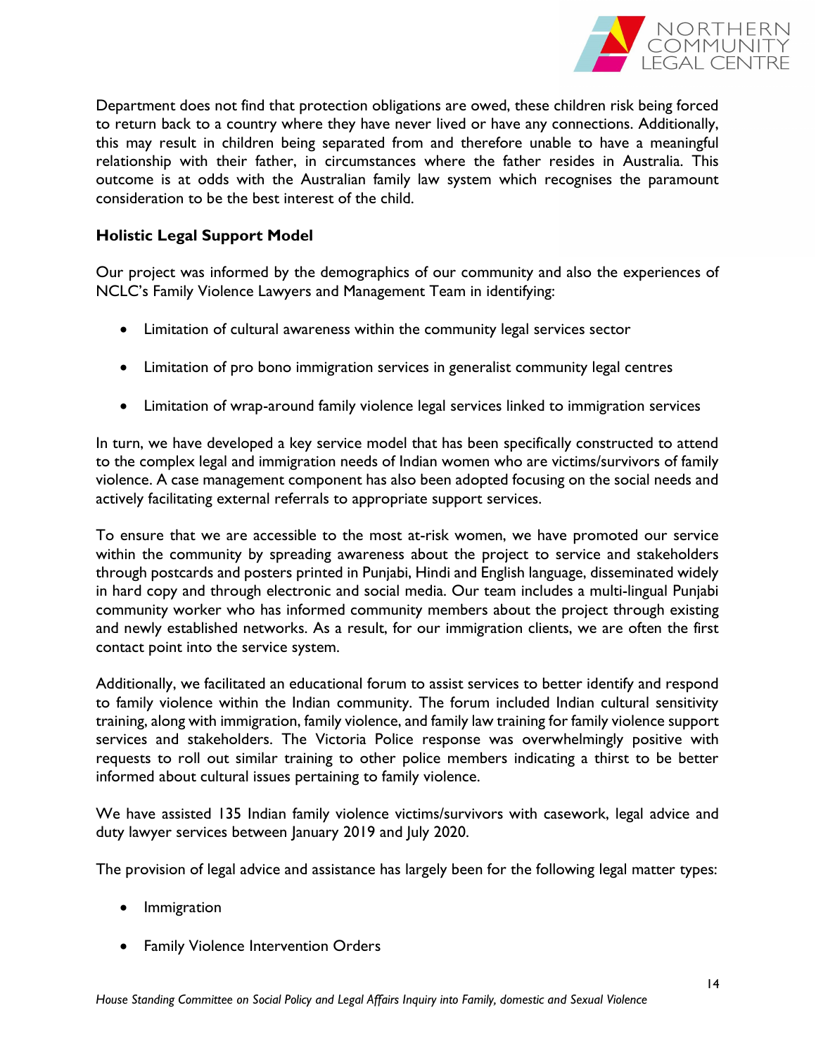Department does not find that protection obligations are owed, these children risk being forced to return back to a country where they have never lived or have any connections. Additionally, this may result in children being separated from and therefore unable to have a meaningful relationship with their father, in circumstances where the father resides in Australia. This outcome is at odds with the Australian family law system which recognises the paramount consideration to be the best interest of the child.

**Holistic Legal Support Model**

Our project was informed by the demographics of our community and also the experiences of NCLC's Family Violence Lawyers and Management Team in identifying:

- Limitation of cultural awareness within the community legal services sector
- Limitation of pro bono immigration services in generalist community legal centres
- Limitation of wrap-around family violence legal services linked to immigration services

In turn, we have developed a key service model that has been specifically constructed to attend to the complex legal and immigration needs of Indian women who are victims/survivors of family violence. A case management component has also been adopted focusing on the social needs and actively facilitating external referrals to appropriate support services.

To ensure that we are accessible to the most at-risk women, we have promoted our service within the community by spreading awareness about the project to service and stakeholders through postcards and posters printed in Punjabi, Hindi and English language, disseminated widely in hard copy and through electronic and social media. Our team includes a multi-lingual Punjabi community worker who has informed community members about the project through existing and newly established networks. As a result, for our immigration clients, we are often the first contact point into the service system.

Additionally, we facilitated an educational forum to assist services to better identify and respond to family violence within the Indian community. The forum included Indian cultural sensitivity training, along with immigration, family violence, and family law training for family violence support services and stakeholders. The Victoria Police response was overwhelmingly positive with requests to roll out similar training to other police members indicating a thirst to be better informed about cultural issues pertaining to family violence.

We have assisted 135 Indian family violence victims/survivors with casework, legal advice and duty lawyer services between January 2019 and July 2020.

The provision of legal advice and assistance has largely been for the following legal matter types:

- Immigration
- Family Violence Intervention Orders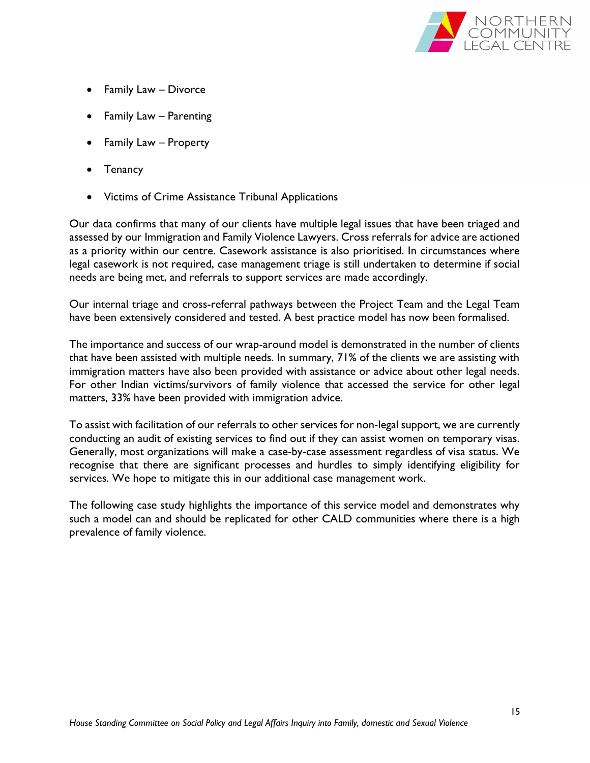- Family Law – Divorce
- Family Law – Parenting
- Family Law – Property
- Tenancy
- Victims of Crime Assistance Tribunal Applications

Our data confirms that many of our clients have multiple legal issues that have been triaged and assessed by our Immigration and Family Violence Lawyers. Cross referrals for advice are actioned as a priority within our centre. Casework assistance is also prioritised. In circumstances where legal casework is not required, case management triage is still undertaken to determine if social needs are being met, and referrals to support services are made accordingly.

Our internal triage and cross-referral pathways between the Project Team and the Legal Team have been extensively considered and tested. A best practice model has now been formalised.

The importance and success of our wrap-around model is demonstrated in the number of clients that have been assisted with multiple needs. In summary, 71% of the clients we are assisting with immigration matters have also been provided with assistance or advice about other legal needs. For other Indian victims/survivors of family violence that accessed the service for other legal matters, 33% have been provided with immigration advice.

To assist with facilitation of our referrals to other services for non-legal support, we are currently conducting an audit of existing services to find out if they can assist women on temporary visas. Generally, most organizations will make a case-by-case assessment regardless of visa status. We recognise that there are significant processes and hurdles to simply identifying eligibility for services. We hope to mitigate this in our additional case management work.

The following case study highlights the importance of this service model and demonstrates why such a model can and should be replicated for other CALD communities where there is a high prevalence of family violence.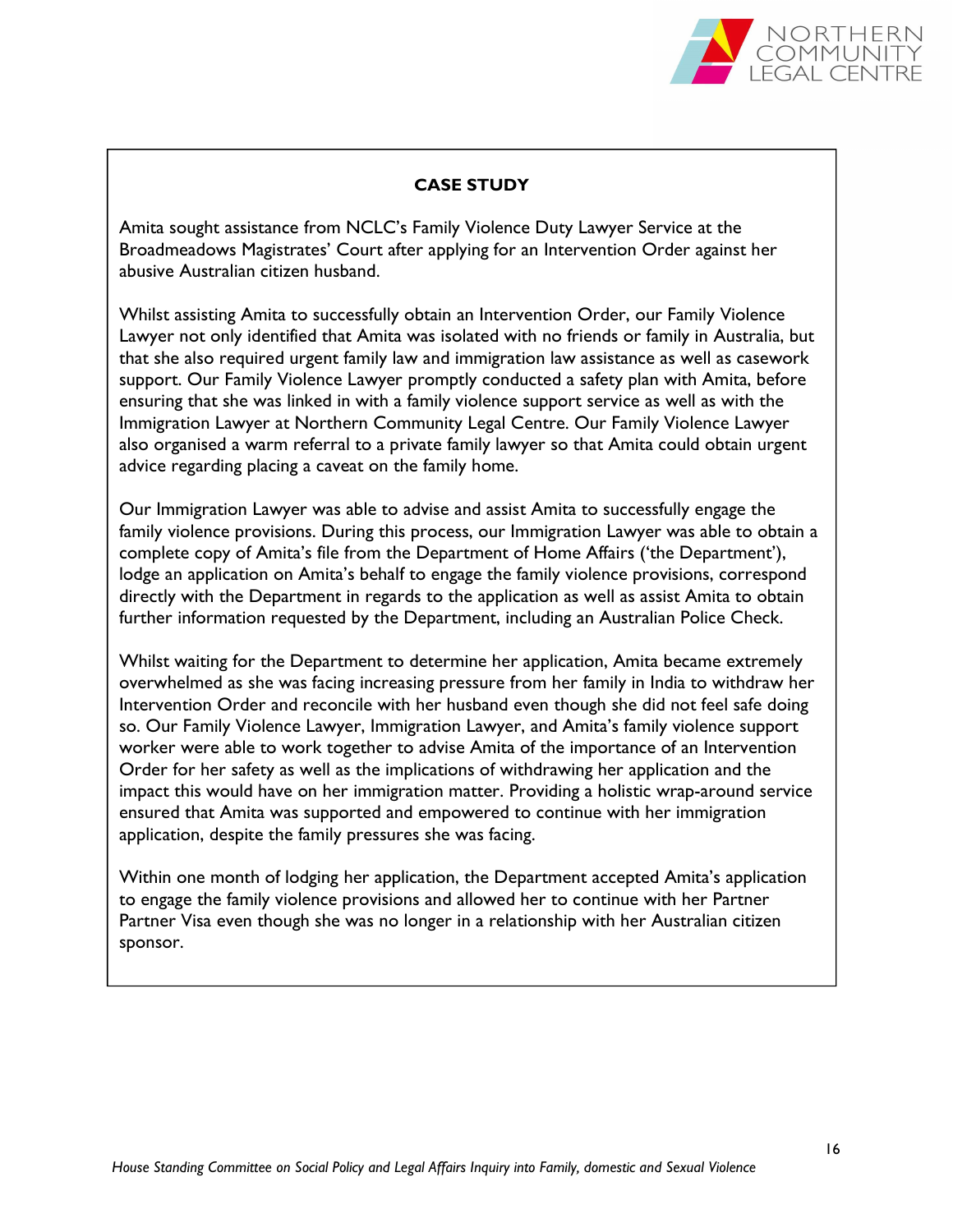**CASE STUDY**

Amita sought assistance from NCLC's Family Violence Duty Lawyer Service at the Broadmeadows Magistrates' Court after applying for an Intervention Order against her abusive Australian citizen husband.

Whilst assisting Amita to successfully obtain an Intervention Order, our Family Violence Lawyer not only identified that Amita was isolated with no friends or family in Australia, but that she also required urgent family law and immigration law assistance as well as casework support. Our Family Violence Lawyer promptly conducted a safety plan with Amita, before ensuring that she was linked in with a family violence support service as well as with the Immigration Lawyer at Northern Community Legal Centre. Our Family Violence Lawyer also organised a warm referral to a private family lawyer so that Amita could obtain urgent advice regarding placing a caveat on the family home.

Our Immigration Lawyer was able to advise and assist Amita to successfully engage the family violence provisions. During this process, our Immigration Lawyer was able to obtain a complete copy of Amita's file from the Department of Home Affairs ('the Department'), lodge an application on Amita's behalf to engage the family violence provisions, correspond directly with the Department in regards to the application as well as assist Amita to obtain further information requested by the Department, including an Australian Police Check.

Whilst waiting for the Department to determine her application, Amita became extremely overwhelmed as she was facing increasing pressure from her family in India to withdraw her Intervention Order and reconcile with her husband even though she did not feel safe doing so. Our Family Violence Lawyer, Immigration Lawyer, and Amita's family violence support worker were able to work together to advise Amita of the importance of an Intervention Order for her safety as well as the implications of withdrawing her application and the impact this would have on her immigration matter. Providing a holistic wrap-around service ensured that Amita was supported and empowered to continue with her immigration application, despite the family pressures she was facing.

Within one month of lodging her application, the Department accepted Amita's application to engage the family violence provisions and allowed her to continue with her Partner Partner Visa even though she was no longer in a relationship with her Australian citizen sponsor.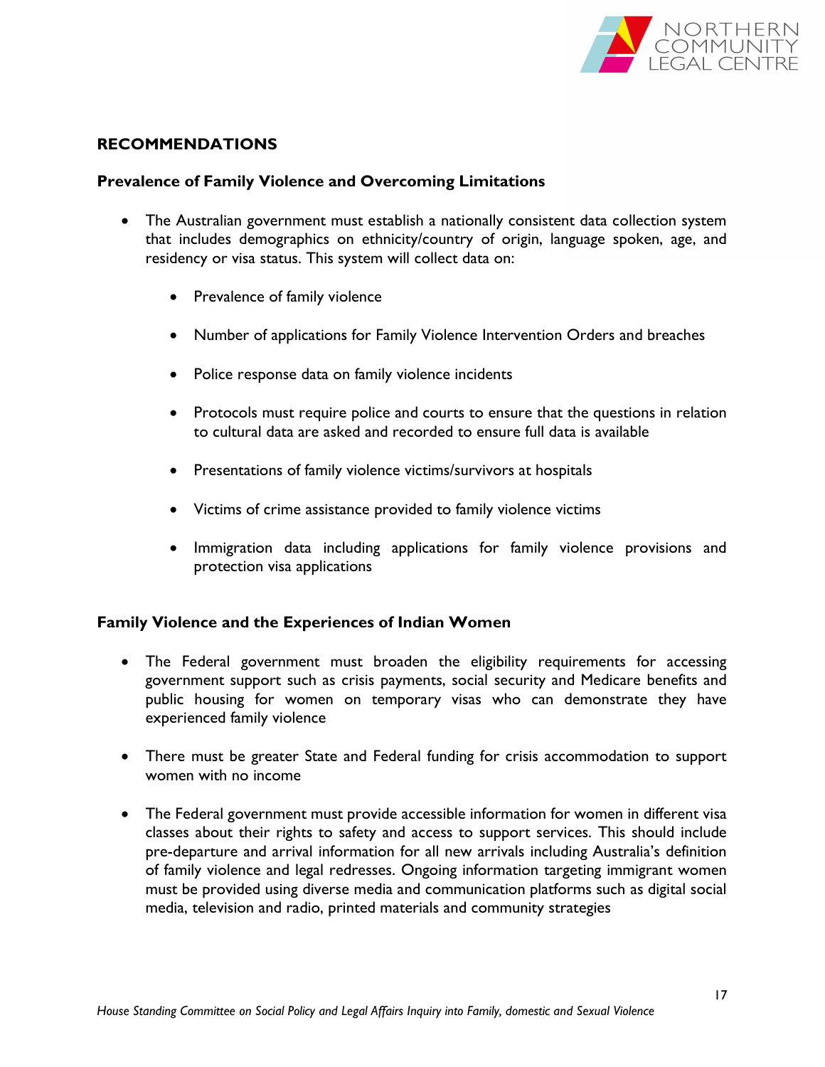## RECOMMENDATIONS

### Prevalence of Family Violence and Overcoming Limitations

- The Australian government must establish a nationally consistent data collection system that includes demographics on ethnicity/country of origin, language spoken, age, and residency or visa status. This system will collect data on:
    - Prevalence of family violence
    - Number of applications for Family Violence Intervention Orders and breaches
    - Police response data on family violence incidents
    - Protocols must require police and courts to ensure that the questions in relation to cultural data are asked and recorded to ensure full data is available
    - Presentations of family violence victims/survivors at hospitals
    - Victims of crime assistance provided to family violence victims
    - Immigration data including applications for family violence provisions and protection visa applications

### Family Violence and the Experiences of Indian Women

- The Federal government must broaden the eligibility requirements for accessing government support such as crisis payments, social security and Medicare benefits and public housing for women on temporary visas who can demonstrate they have experienced family violence
- There must be greater State and Federal funding for crisis accommodation to support women with no income
- The Federal government must provide accessible information for women in different visa classes about their rights to safety and access to support services. This should include pre-departure and arrival information for all new arrivals including Australia's definition of family violence and legal redresses. Ongoing information targeting immigrant women must be provided using diverse media and communication platforms such as digital social media, television and radio, printed materials and community strategies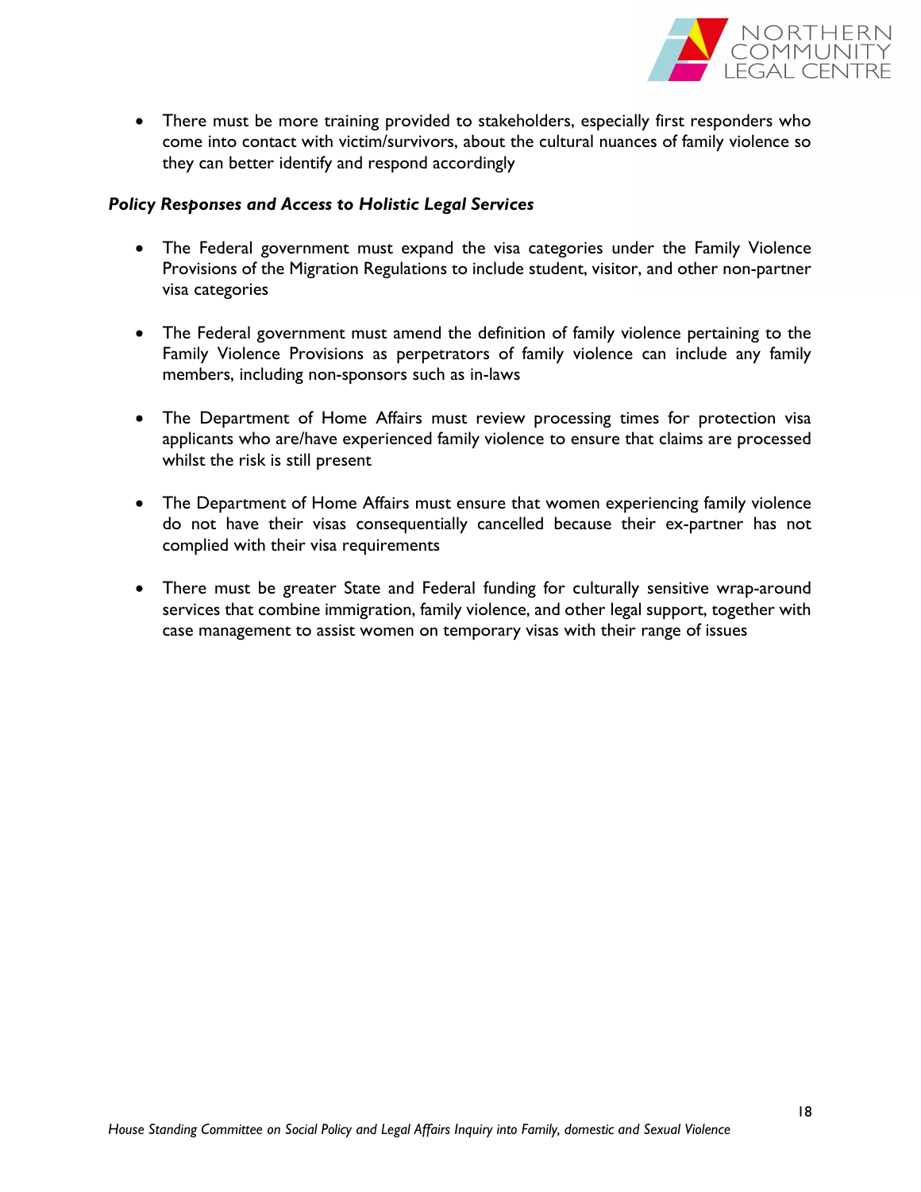- There must be more training provided to stakeholders, especially first responders who come into contact with victim/survivors, about the cultural nuances of family violence so they can better identify and respond accordingly

***Policy Responses and Access to Holistic Legal Services***

- The Federal government must expand the visa categories under the Family Violence Provisions of the Migration Regulations to include student, visitor, and other non-partner visa categories

- The Federal government must amend the definition of family violence pertaining to the Family Violence Provisions as perpetrators of family violence can include any family members, including non-sponsors such as in-laws

- The Department of Home Affairs must review processing times for protection visa applicants who are/have experienced family violence to ensure that claims are processed whilst the risk is still present

- The Department of Home Affairs must ensure that women experiencing family violence do not have their visas consequentially cancelled because their ex-partner has not complied with their visa requirements

- There must be greater State and Federal funding for culturally sensitive wrap-around services that combine immigration, family violence, and other legal support, together with case management to assist women on temporary visas with their range of issues